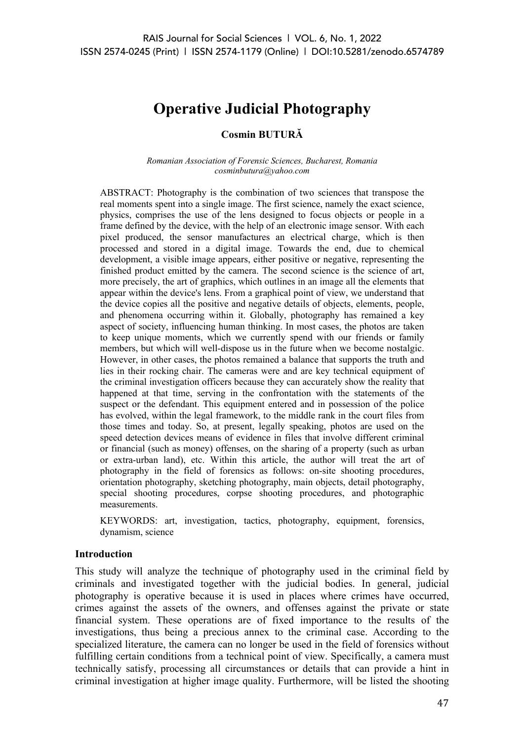# Operative Judicial Photography

**Cosmin BUTURĂ**

*Romanian Association of Forensic Sciences, Bucharest, Romania*
*cosminbutura@yahoo.com*

ABSTRACT: Photography is the combination of two sciences that transpose the real moments spent into a single image. The first science, namely the exact science, physics, comprises the use of the lens designed to focus objects or people in a frame defined by the device, with the help of an electronic image sensor. With each pixel produced, the sensor manufactures an electrical charge, which is then processed and stored in a digital image. Towards the end, due to chemical development, a visible image appears, either positive or negative, representing the finished product emitted by the camera. The second science is the science of art, more precisely, the art of graphics, which outlines in an image all the elements that appear within the device's lens. From a graphical point of view, we understand that the device copies all the positive and negative details of objects, elements, people, and phenomena occurring within it. Globally, photography has remained a key aspect of society, influencing human thinking. In most cases, the photos are taken to keep unique moments, which we currently spend with our friends or family members, but which will well-dispose us in the future when we become nostalgic. However, in other cases, the photos remained a balance that supports the truth and lies in their rocking chair. The cameras were and are key technical equipment of the criminal investigation officers because they can accurately show the reality that happened at that time, serving in the confrontation with the statements of the suspect or the defendant. This equipment entered and in possession of the police has evolved, within the legal framework, to the middle rank in the court files from those times and today. So, at present, legally speaking, photos are used on the speed detection devices means of evidence in files that involve different criminal or financial (such as money) offenses, on the sharing of a property (such as urban or extra-urban land), etc. Within this article, the author will treat the art of photography in the field of forensics as follows: on-site shooting procedures, orientation photography, sketching photography, main objects, detail photography, special shooting procedures, corpse shooting procedures, and photographic measurements.

KEYWORDS: art, investigation, tactics, photography, equipment, forensics, dynamism, science

## Introduction

This study will analyze the technique of photography used in the criminal field by criminals and investigated together with the judicial bodies. In general, judicial photography is operative because it is used in places where crimes have occurred, crimes against the assets of the owners, and offenses against the private or state financial system. These operations are of fixed importance to the results of the investigations, thus being a precious annex to the criminal case. According to the specialized literature, the camera can no longer be used in the field of forensics without fulfilling certain conditions from a technical point of view. Specifically, a camera must technically satisfy, processing all circumstances or details that can provide a hint in criminal investigation at higher image quality. Furthermore, will be listed the shooting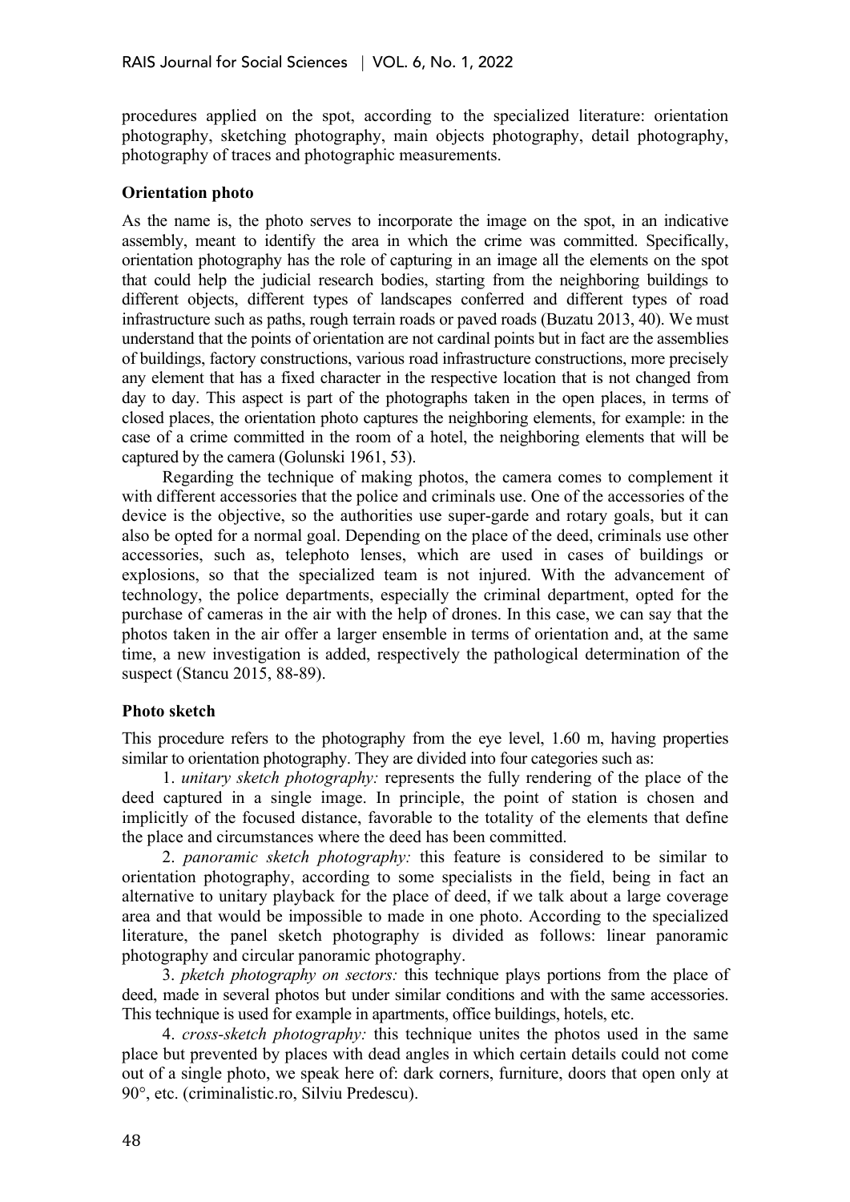procedures applied on the spot, according to the specialized literature: orientation photography, sketching photography, main objects photography, detail photography, photography of traces and photographic measurements.

**Orientation photo**

As the name is, the photo serves to incorporate the image on the spot, in an indicative assembly, meant to identify the area in which the crime was committed. Specifically, orientation photography has the role of capturing in an image all the elements on the spot that could help the judicial research bodies, starting from the neighboring buildings to different objects, different types of landscapes conferred and different types of road infrastructure such as paths, rough terrain roads or paved roads (Buzatu 2013, 40). We must understand that the points of orientation are not cardinal points but in fact are the assemblies of buildings, factory constructions, various road infrastructure constructions, more precisely any element that has a fixed character in the respective location that is not changed from day to day. This aspect is part of the photographs taken in the open places, in terms of closed places, the orientation photo captures the neighboring elements, for example: in the case of a crime committed in the room of a hotel, the neighboring elements that will be captured by the camera (Golunski 1961, 53).

Regarding the technique of making photos, the camera comes to complement it with different accessories that the police and criminals use. One of the accessories of the device is the objective, so the authorities use super-garde and rotary goals, but it can also be opted for a normal goal. Depending on the place of the deed, criminals use other accessories, such as, telephoto lenses, which are used in cases of buildings or explosions, so that the specialized team is not injured. With the advancement of technology, the police departments, especially the criminal department, opted for the purchase of cameras in the air with the help of drones. In this case, we can say that the photos taken in the air offer a larger ensemble in terms of orientation and, at the same time, a new investigation is added, respectively the pathological determination of the suspect (Stancu 2015, 88-89).

**Photo sketch**

This procedure refers to the photography from the eye level, 1.60 m, having properties similar to orientation photography. They are divided into four categories such as:

1. *unitary sketch photography:* represents the fully rendering of the place of the deed captured in a single image. In principle, the point of station is chosen and implicitly of the focused distance, favorable to the totality of the elements that define the place and circumstances where the deed has been committed.

2. *panoramic sketch photography:* this feature is considered to be similar to orientation photography, according to some specialists in the field, being in fact an alternative to unitary playback for the place of deed, if we talk about a large coverage area and that would be impossible to made in one photo. According to the specialized literature, the panel sketch photography is divided as follows: linear panoramic photography and circular panoramic photography.

3. *pketch photography on sectors:* this technique plays portions from the place of deed, made in several photos but under similar conditions and with the same accessories. This technique is used for example in apartments, office buildings, hotels, etc.

4. *cross-sketch photography:* this technique unites the photos used in the same place but prevented by places with dead angles in which certain details could not come out of a single photo, we speak here of: dark corners, furniture, doors that open only at 90°, etc. (criminalistic.ro, Silviu Predescu).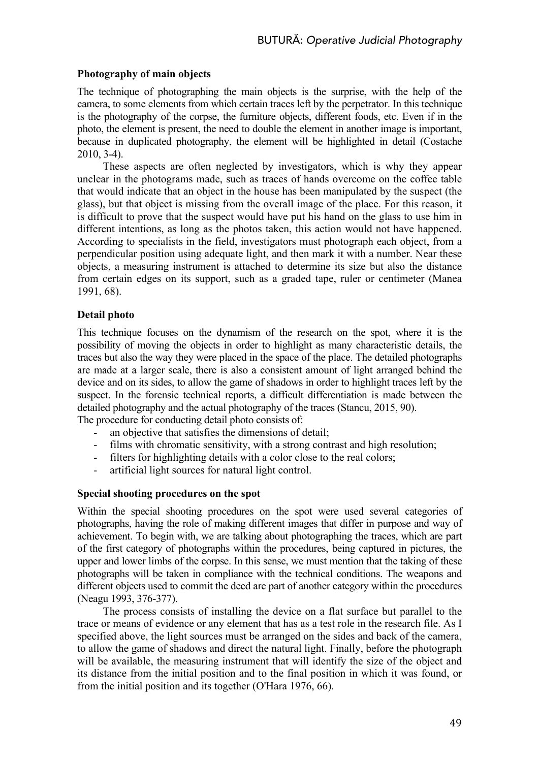**Photography of main objects**

The technique of photographing the main objects is the surprise, with the help of the camera, to some elements from which certain traces left by the perpetrator. In this technique is the photography of the corpse, the furniture objects, different foods, etc. Even if in the photo, the element is present, the need to double the element in another image is important, because in duplicated photography, the element will be highlighted in detail (Costache 2010, 3-4).

These aspects are often neglected by investigators, which is why they appear unclear in the photograms made, such as traces of hands overcome on the coffee table that would indicate that an object in the house has been manipulated by the suspect (the glass), but that object is missing from the overall image of the place. For this reason, it is difficult to prove that the suspect would have put his hand on the glass to use him in different intentions, as long as the photos taken, this action would not have happened. According to specialists in the field, investigators must photograph each object, from a perpendicular position using adequate light, and then mark it with a number. Near these objects, a measuring instrument is attached to determine its size but also the distance from certain edges on its support, such as a graded tape, ruler or centimeter (Manea 1991, 68).

**Detail photo**

This technique focuses on the dynamism of the research on the spot, where it is the possibility of moving the objects in order to highlight as many characteristic details, the traces but also the way they were placed in the space of the place. The detailed photographs are made at a larger scale, there is also a consistent amount of light arranged behind the device and on its sides, to allow the game of shadows in order to highlight traces left by the suspect. In the forensic technical reports, a difficult differentiation is made between the detailed photography and the actual photography of the traces (Stancu, 2015, 90).

The procedure for conducting detail photo consists of:

- an objective that satisfies the dimensions of detail;
- films with chromatic sensitivity, with a strong contrast and high resolution;
- filters for highlighting details with a color close to the real colors;
- artificial light sources for natural light control.

**Special shooting procedures on the spot**

Within the special shooting procedures on the spot were used several categories of photographs, having the role of making different images that differ in purpose and way of achievement. To begin with, we are talking about photographing the traces, which are part of the first category of photographs within the procedures, being captured in pictures, the upper and lower limbs of the corpse. In this sense, we must mention that the taking of these photographs will be taken in compliance with the technical conditions. The weapons and different objects used to commit the deed are part of another category within the procedures (Neagu 1993, 376-377).

The process consists of installing the device on a flat surface but parallel to the trace or means of evidence or any element that has as a test role in the research file. As I specified above, the light sources must be arranged on the sides and back of the camera, to allow the game of shadows and direct the natural light. Finally, before the photograph will be available, the measuring instrument that will identify the size of the object and its distance from the initial position and to the final position in which it was found, or from the initial position and its together (O'Hara 1976, 66).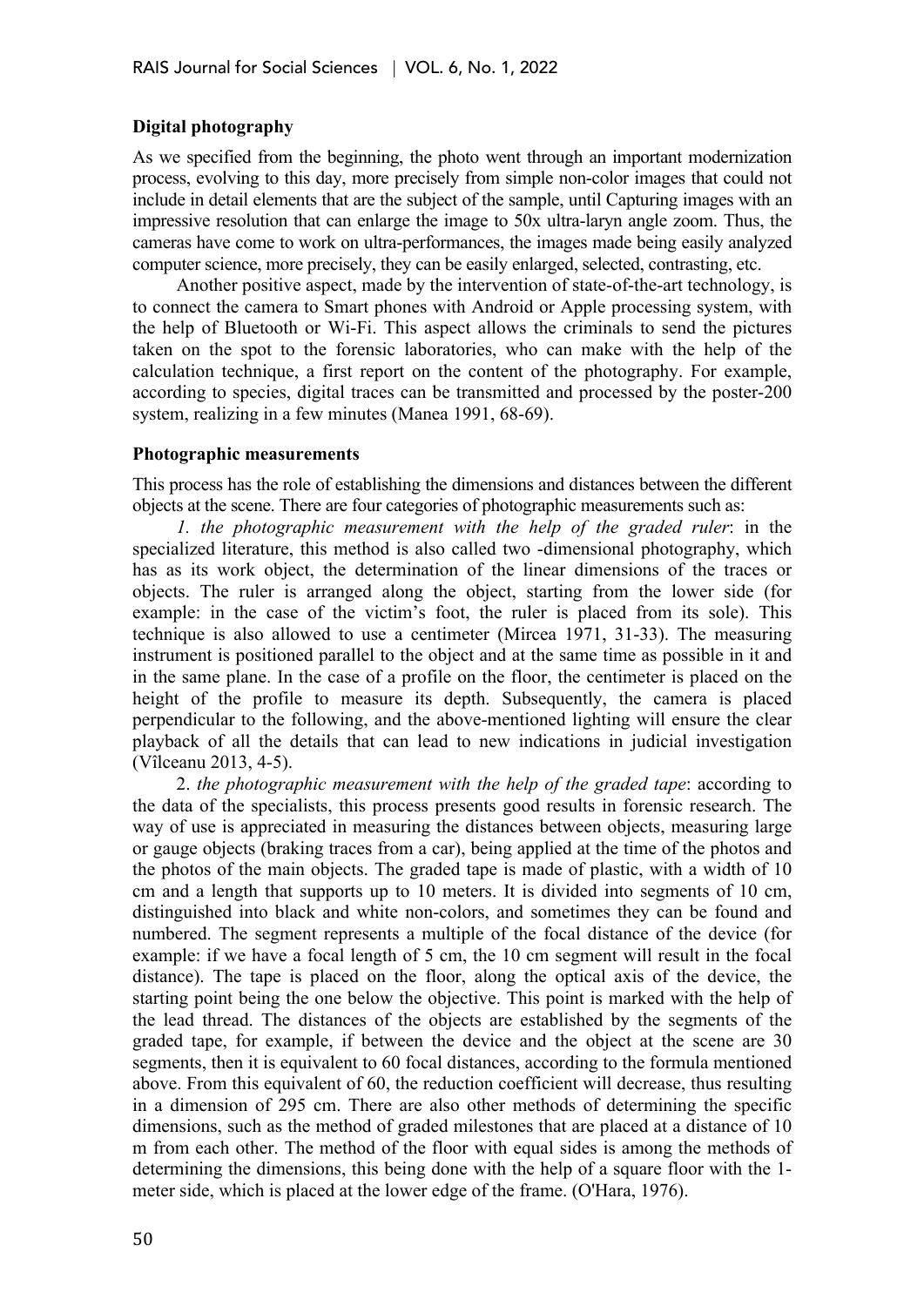### Digital photography

As we specified from the beginning, the photo went through an important modernization process, evolving to this day, more precisely from simple non-color images that could not include in detail elements that are the subject of the sample, until Capturing images with an impressive resolution that can enlarge the image to 50x ultra-laryn angle zoom. Thus, the cameras have come to work on ultra-performances, the images made being easily analyzed computer science, more precisely, they can be easily enlarged, selected, contrasting, etc.

Another positive aspect, made by the intervention of state-of-the-art technology, is to connect the camera to Smart phones with Android or Apple processing system, with the help of Bluetooth or Wi-Fi. This aspect allows the criminals to send the pictures taken on the spot to the forensic laboratories, who can make with the help of the calculation technique, a first report on the content of the photography. For example, according to species, digital traces can be transmitted and processed by the poster-200 system, realizing in a few minutes (Manea 1991, 68-69).

### Photographic measurements

This process has the role of establishing the dimensions and distances between the different objects at the scene. There are four categories of photographic measurements such as:

*1. the photographic measurement with the help of the graded ruler*: in the specialized literature, this method is also called two -dimensional photography, which has as its work object, the determination of the linear dimensions of the traces or objects. The ruler is arranged along the object, starting from the lower side (for example: in the case of the victim's foot, the ruler is placed from its sole). This technique is also allowed to use a centimeter (Mircea 1971, 31-33). The measuring instrument is positioned parallel to the object and at the same time as possible in it and in the same plane. In the case of a profile on the floor, the centimeter is placed on the height of the profile to measure its depth. Subsequently, the camera is placed perpendicular to the following, and the above-mentioned lighting will ensure the clear playback of all the details that can lead to new indications in judicial investigation (Vîlceanu 2013, 4-5).

2. *the photographic measurement with the help of the graded tape*: according to the data of the specialists, this process presents good results in forensic research. The way of use is appreciated in measuring the distances between objects, measuring large or gauge objects (braking traces from a car), being applied at the time of the photos and the photos of the main objects. The graded tape is made of plastic, with a width of 10 cm and a length that supports up to 10 meters. It is divided into segments of 10 cm, distinguished into black and white non-colors, and sometimes they can be found and numbered. The segment represents a multiple of the focal distance of the device (for example: if we have a focal length of 5 cm, the 10 cm segment will result in the focal distance). The tape is placed on the floor, along the optical axis of the device, the starting point being the one below the objective. This point is marked with the help of the lead thread. The distances of the objects are established by the segments of the graded tape, for example, if between the device and the object at the scene are 30 segments, then it is equivalent to 60 focal distances, according to the formula mentioned above. From this equivalent of 60, the reduction coefficient will decrease, thus resulting in a dimension of 295 cm. There are also other methods of determining the specific dimensions, such as the method of graded milestones that are placed at a distance of 10 m from each other. The method of the floor with equal sides is among the methods of determining the dimensions, this being done with the help of a square floor with the 1-meter side, which is placed at the lower edge of the frame. (O'Hara, 1976).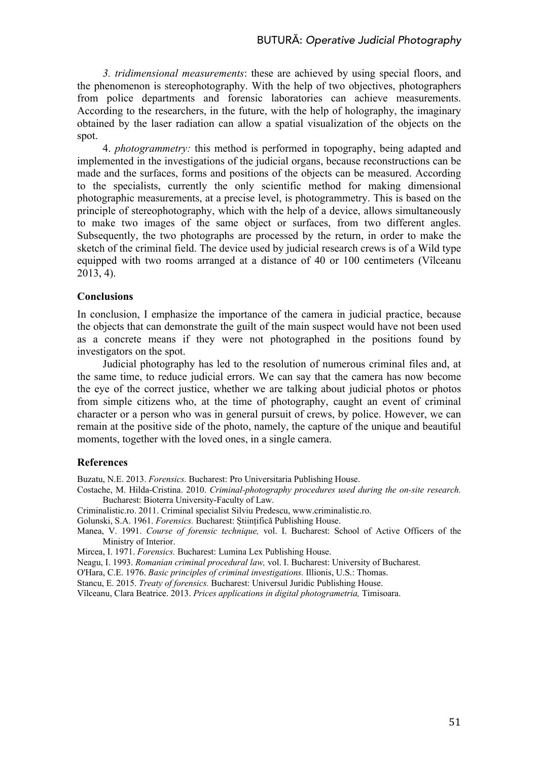*3. tridimensional measurements*: these are achieved by using special floors, and the phenomenon is stereophotography. With the help of two objectives, photographers from police departments and forensic laboratories can achieve measurements. According to the researchers, in the future, with the help of holography, the imaginary obtained by the laser radiation can allow a spatial visualization of the objects on the spot.

4. *photogrammetry:* this method is performed in topography, being adapted and implemented in the investigations of the judicial organs, because reconstructions can be made and the surfaces, forms and positions of the objects can be measured. According to the specialists, currently the only scientific method for making dimensional photographic measurements, at a precise level, is photogrammetry. This is based on the principle of stereophotography, which with the help of a device, allows simultaneously to make two images of the same object or surfaces, from two different angles. Subsequently, the two photographs are processed by the return, in order to make the sketch of the criminal field. The device used by judicial research crews is of a Wild type equipped with two rooms arranged at a distance of 40 or 100 centimeters (Vîlceanu 2013, 4).

## Conclusions

In conclusion, I emphasize the importance of the camera in judicial practice, because the objects that can demonstrate the guilt of the main suspect would have not been used as a concrete means if they were not photographed in the positions found by investigators on the spot.

Judicial photography has led to the resolution of numerous criminal files and, at the same time, to reduce judicial errors. We can say that the camera has now become the eye of the correct justice, whether we are talking about judicial photos or photos from simple citizens who, at the time of photography, caught an event of criminal character or a person who was in general pursuit of crews, by police. However, we can remain at the positive side of the photo, namely, the capture of the unique and beautiful moments, together with the loved ones, in a single camera.

## References

Buzatu, N.E. 2013. *Forensics.* Bucharest: Pro Universitaria Publishing House.

Costache, M. Hilda-Cristina. 2010. *Criminal-photography procedures used during the on-site research.* Bucharest: Bioterra University-Faculty of Law.

Criminalistic.ro. 2011. Criminal specialist Silviu Predescu, www.criminalistic.ro.

Golunski, S.A. 1961. *Forensics.* Bucharest: Științifică Publishing House.

Manea, V. 1991. *Course of forensic technique,* vol. I. Bucharest: School of Active Officers of the Ministry of Interior.

Mircea, I. 1971. *Forensics.* Bucharest: Lumina Lex Publishing House.

Neagu, I. 1993. *Romanian criminal procedural law,* vol. I. Bucharest: University of Bucharest.

O'Hara, C.E. 1976. *Basic principles of criminal investigations.* Illionis, U.S.: Thomas.

Stancu, E. 2015. *Treaty of forensics.* Bucharest: Universul Juridic Publishing House.

Vîlceanu, Clara Beatrice. 2013. *Prices applications in digital photogrametria,* Timisoara.